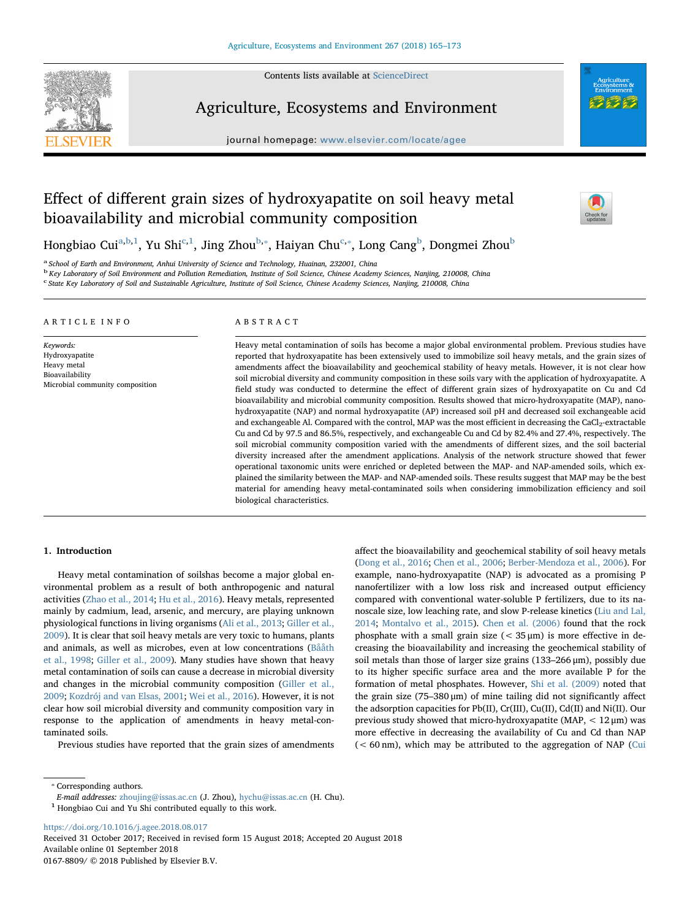# Effect of different grain sizes of hydroxyapatite on soil heavy metal bioavailability and microbial community composition

Hongbiao Cui[a,b,1], Yu Shi[c,1], Jing Zhou[b,*], Haiyan Chu[c,*], Long Cang[b], Dongmei Zhou[b]

[a] School of Earth and Environment, Anhui University of Science and Technology, Huainan, 232001, China
[b] Key Laboratory of Soil Environment and Pollution Remediation, Institute of Soil Science, Chinese Academy Sciences, Nanjing, 210008, China
[c] State Key Laboratory of Soil and Sustainable Agriculture, Institute of Soil Science, Chinese Academy Sciences, Nanjing, 210008, China

## ARTICLE INFO

*Keywords:*
Hydroxyapatite
Heavy metal
Bioavailability
Microbial community composition

## ABSTRACT

Heavy metal contamination of soils has become a major global environmental problem. Previous studies have reported that hydroxyapatite has been extensively used to immobilize soil heavy metals, and the grain sizes of amendments affect the bioavailability and geochemical stability of heavy metals. However, it is not clear how soil microbial diversity and community composition in these soils vary with the application of hydroxyapatite. A field study was conducted to determine the effect of different grain sizes of hydroxyapatite on Cu and Cd bioavailability and microbial community composition. Results showed that micro-hydroxyapatite (MAP), nano-hydroxyapatite (NAP) and normal hydroxyapatite (AP) increased soil pH and decreased soil exchangeable acid and exchangeable Al. Compared with the control, MAP was the most efficient in decreasing the $CaCl_2$-extractable Cu and Cd by 97.5 and 86.5%, respectively, and exchangeable Cu and Cd by 82.4% and 27.4%, respectively. The soil microbial community composition varied with the amendments of different sizes, and the soil bacterial diversity increased after the amendment applications. Analysis of the network structure showed that fewer operational taxonomic units were enriched or depleted between the MAP- and NAP-amended soils, which explained the similarity between the MAP- and NAP-amended soils. These results suggest that MAP may be the best material for amending heavy metal-contaminated soils when considering immobilization efficiency and soil biological characteristics.

## 1. Introduction

Heavy metal contamination of soilshas become a major global environmental problem as a result of both anthropogenic and natural activities (Zhao et al., 2014; Hu et al., 2016). Heavy metals, represented mainly by cadmium, lead, arsenic, and mercury, are playing unknown physiological functions in living organisms (Ali et al., 2013; Giller et al., 2009). It is clear that soil heavy metals are very toxic to humans, plants and animals, as well as microbes, even at low concentrations (Bååth et al., 1998; Giller et al., 2009). Many studies have shown that heavy metal contamination of soils can cause a decrease in microbial diversity and changes in the microbial community composition (Giller et al., 2009; Kozdrój and van Elsas, 2001; Wei et al., 2016). However, it is not clear how soil microbial diversity and community composition vary in response to the application of amendments in heavy metal-contaminated soils.

Previous studies have reported that the grain sizes of amendments affect the bioavailability and geochemical stability of soil heavy metals (Dong et al., 2016; Chen et al., 2006; Berber-Mendoza et al., 2006). For example, nano-hydroxyapatite (NAP) is advocated as a promising P nanofertilizer with a low loss risk and increased output efficiency compared with conventional water-soluble P fertilizers, due to its nanoscale size, low leaching rate, and slow P-release kinetics (Liu and Lal, 2014; Montalvo et al., 2015). Chen et al. (2006) found that the rock phosphate with a small grain size (< 35 μm) is more effective in decreasing the bioavailability and increasing the geochemical stability of soil metals than those of larger size grains (133–266 μm), possibly due to its higher specific surface area and the more available P for the formation of metal phosphates. However, Shi et al. (2009) noted that the grain size (75–380 μm) of mine tailing did not significantly affect the adsorption capacities for Pb(II), Cr(III), Cu(II), Cd(II) and Ni(II). Our previous study showed that micro-hydroxyapatite (MAP, < 12 μm) was more effective in decreasing the availability of Cu and Cd than NAP (< 60 nm), which may be attributed to the aggregation of NAP (Cui

* Corresponding authors.
*E-mail addresses:* zhoujing@issas.ac.cn (J. Zhou), hychu@issas.ac.cn (H. Chu).
[1] Hongbiao Cui and Yu Shi contributed equally to this work.

https://doi.org/10.1016/j.agee.2018.08.017
Received 31 October 2017; Received in revised form 15 August 2018; Accepted 20 August 2018
Available online 01 September 2018
0167-8809/ © 2018 Published by Elsevier B.V.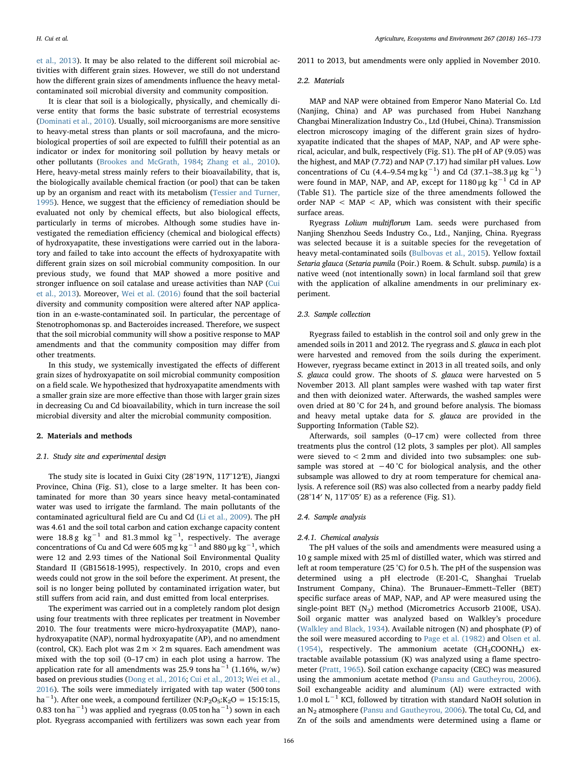et al., 2013). It may be also related to the different soil microbial activities with different grain sizes. However, we still do not understand how the different grain sizes of amendments influence the heavy metal-contaminated soil microbial diversity and community composition.

It is clear that soil is a biologically, physically, and chemically diverse entity that forms the basic substrate of terrestrial ecosystems (Dominati et al., 2010). Usually, soil microorganisms are more sensitive to heavy-metal stress than plants or soil macrofauna, and the microbiological properties of soil are expected to fulfill their potential as an indicator or index for monitoring soil pollution by heavy metals or other pollutants (Brookes and McGrath, 1984; Zhang et al., 2010). Here, heavy-metal stress mainly refers to their bioavailability, that is, the biologically available chemical fraction (or pool) that can be taken up by an organism and react with its metabolism (Tessier and Turner, 1995). Hence, we suggest that the efficiency of remediation should be evaluated not only by chemical effects, but also biological effects, particularly in terms of microbes. Although some studies have investigated the remediation efficiency (chemical and biological effects) of hydroxyapatite, these investigations were carried out in the laboratory and failed to take into account the effects of hydroxyapatite with different grain sizes on soil microbial community composition. In our previous study, we found that MAP showed a more positive and stronger influence on soil catalase and urease activities than NAP (Cui et al., 2013). Moreover, Wei et al. (2016) found that the soil bacterial diversity and community composition were altered after NAP application in an e-waste-contaminated soil. In particular, the percentage of Stenotrophomonas sp. and Bacteroides increased. Therefore, we suspect that the soil microbial community will show a positive response to MAP amendments and that the community composition may differ from other treatments.

In this study, we systemically investigated the effects of different grain sizes of hydroxyapatite on soil microbial community composition on a field scale. We hypothesized that hydroxyapatite amendments with a smaller grain size are more effective than those with larger grain sizes in decreasing Cu and Cd bioavailability, which in turn increase the soil microbial diversity and alter the microbial community composition.

## 2. Materials and methods

### 2.1. Study site and experimental design

The study site is located in Guixi City (28°19′N, 117°12′E), Jiangxi Province, China (Fig. S1), close to a large smelter. It has been contaminated for more than 30 years since heavy metal-contaminated water was used to irrigate the farmland. The main pollutants of the contaminated agricultural field are Cu and Cd (Li et al., 2009). The pH was 4.61 and the soil total carbon and cation exchange capacity content were 18.8 g $kg^{-1}$ and 81.3 mmol $kg^{-1}$, respectively. The average concentrations of Cu and Cd were 605 mg $kg^{-1}$ and 880 μg $kg^{-1}$, which were 12 and 2.93 times of the National Soil Environmental Quality Standard II (GB15618-1995), respectively. In 2010, crops and even weeds could not grow in the soil before the experiment. At present, the soil is no longer being polluted by contaminated irrigation water, but still suffers from acid rain, and dust emitted from local enterprises.

The experiment was carried out in a completely random plot design using four treatments with three replicates per treatment in November 2010. The four treatments were micro-hydroxyapatite (MAP), nano-hydroxyapatite (NAP), normal hydroxyapatite (AP), and no amendment (control, CK). Each plot was 2 m × 2 m squares. Each amendment was mixed with the top soil (0–17 cm) in each plot using a harrow. The application rate for all amendments was 25.9 tons $ha^{-1}$ (1.16%, w/w) based on previous studies (Dong et al., 2016; Cui et al., 2013; Wei et al., 2016). The soils were immediately irrigated with tap water (500 tons $ha^{-1}$). After one week, a compound fertilizer (N:$P_2O_5$:$K_2O$ = 15:15:15, 0.83 ton $ha^{-1}$) was applied and ryegrass (0.05 ton $ha^{-1}$) sown in each plot. Ryegrass accompanied with fertilizers was sown each year from 2011 to 2013, but amendments were only applied in November 2010.

### 2.2. Materials

MAP and NAP were obtained from Emperor Nano Material Co. Ltd (Nanjing, China) and AP was purchased from Hubei Nanzhang Changbai Mineralization Industry Co., Ltd (Hubei, China). Transmission electron microscopy imaging of the different grain sizes of hydroxyapatite indicated that the shapes of MAP, NAP, and AP were spherical, acicular, and bulk, respectively (Fig. S1). The pH of AP (9.05) was the highest, and MAP (7.72) and NAP (7.17) had similar pH values. Low concentrations of Cu (4.4–9.54 mg $kg^{-1}$) and Cd (37.1–38.3 μg $kg^{-1}$) were found in MAP, NAP, and AP, except for 1180 μg $kg^{-1}$ Cd in AP (Table S1). The particle size of the three amendments followed the order NAP < MAP < AP, which was consistent with their specific surface areas.

Ryegrass *Lolium multiflorum* Lam. seeds were purchased from Nanjing Shenzhou Seeds Industry Co., Ltd., Nanjing, China. Ryegrass was selected because it is a suitable species for the revegetation of heavy metal-contaminated soils (Bulbovas et al., 2015). Yellow foxtail *Setaria glauca* (*Setaria pumila* (Poir.) Roem. & Schult. subsp. *pumila*) is a native weed (not intentionally sown) in local farmland soil that grew with the application of alkaline amendments in our preliminary experiment.

### 2.3. Sample collection

Ryegrass failed to establish in the control soil and only grew in the amended soils in 2011 and 2012. The ryegrass and *S. glauca* in each plot were harvested and removed from the soils during the experiment. However, ryegrass became extinct in 2013 in all treated soils, and only *S. glauca* could grow. The shoots of *S. glauca* were harvested on 5 November 2013. All plant samples were washed with tap water first and then with deionized water. Afterwards, the washed samples were oven dried at 80 °C for 24 h, and ground before analysis. The biomass and heavy metal uptake data for *S. glauca* are provided in the Supporting Information (Table S2).

Afterwards, soil samples (0–17 cm) were collected from three treatments plus the control (12 plots, 3 samples per plot). All samples were sieved to < 2 mm and divided into two subsamples: one subsample was stored at −40 °C for biological analysis, and the other subsample was allowed to dry at room temperature for chemical analysis. A reference soil (RS) was also collected from a nearby paddy field (28°14′ N, 117°05′ E) as a reference (Fig. S1).

### 2.4. Sample analysis

#### 2.4.1. Chemical analysis

The pH values of the soils and amendments were measured using a 10 g sample mixed with 25 ml of distilled water, which was stirred and left at room temperature (25 °C) for 0.5 h. The pH of the suspension was determined using a pH electrode (E-201-C, Shanghai Truelab Instrument Company, China). The Brunauer–Emmett–Teller (BET) specific surface areas of MAP, NAP, and AP were measured using the single-point BET ($N_2$) method (Micrometrics Accusorb 2100E, USA). Soil organic matter was analyzed based on Walkley's procedure (Walkley and Black, 1934). Available nitrogen (N) and phosphate (P) of the soil were measured according to Page et al. (1982) and Olsen et al. (1954), respectively. The ammonium acetate ($CH_3COONH_4$) extractable available potassium (K) was analyzed using a flame spectrometer (Pratt, 1965). Soil cation exchange capacity (CEC) was measured using the ammonium acetate method (Pansu and Gautheyrou, 2006). Soil exchangeable acidity and aluminum (Al) were extracted with 1.0 mol $L^{-1}$ KCl, followed by titration with standard NaOH solution in an $N_2$ atmosphere (Pansu and Gautheyrou, 2006). The total Cu, Cd, and Zn of the soils and amendments were determined using a flame or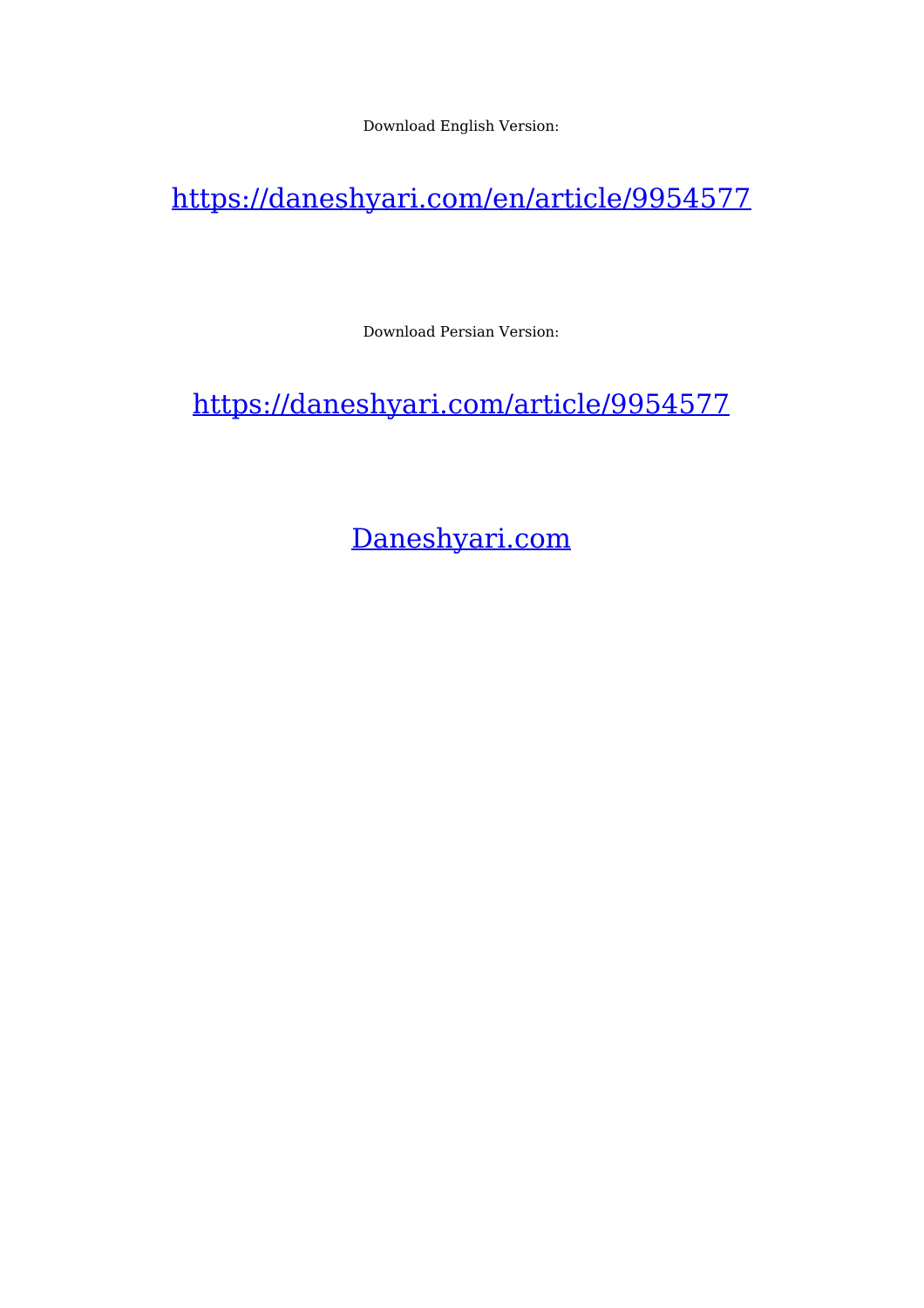Download English Version:

https://daneshyari.com/en/article/9954577

Download Persian Version:

https://daneshyari.com/article/9954577

Daneshyari.com